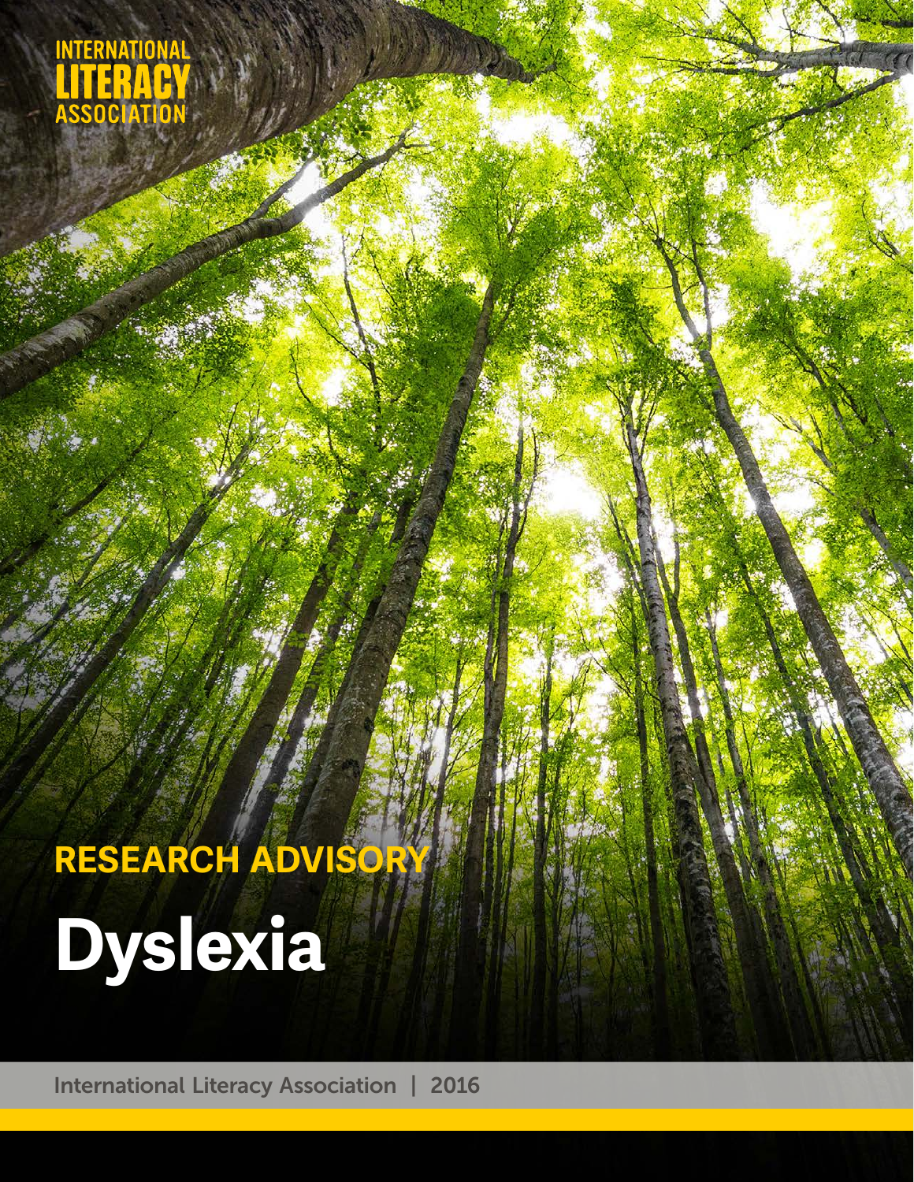INTERNATIONAL LITERACY ASSOCIATION

RESEARCH ADVISORY

# Dyslexia

International Literacy Association | 2016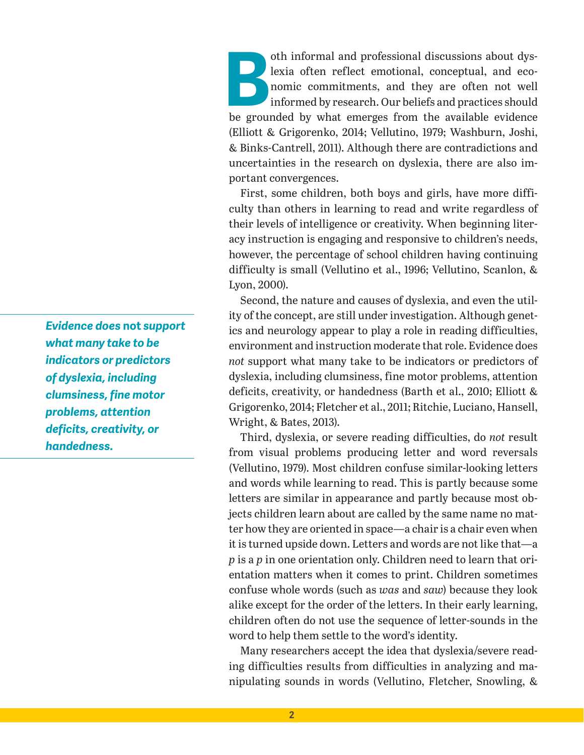Both informal and professional discussions about dyslexia often reflect emotional, conceptual, and economic commitments, and they are often not well informed by research. Our beliefs and practices should be grounded by what emerges from the available evidence (Elliott & Grigorenko, 2014; Vellutino, 1979; Washburn, Joshi, & Binks-Cantrell, 2011). Although there are contradictions and uncertainties in the research on dyslexia, there are also important convergences.

First, some children, both boys and girls, have more difficulty than others in learning to read and write regardless of their levels of intelligence or creativity. When beginning literacy instruction is engaging and responsive to children's needs, however, the percentage of school children having continuing difficulty is small (Vellutino et al., 1996; Vellutino, Scanlon, & Lyon, 2000).

Second, the nature and causes of dyslexia, and even the utility of the concept, are still under investigation. Although genetics and neurology appear to play a role in reading difficulties, environment and instruction moderate that role. Evidence does *not* support what many take to be indicators or predictors of dyslexia, including clumsiness, fine motor problems, attention deficits, creativity, or handedness (Barth et al., 2010; Elliott & Grigorenko, 2014; Fletcher et al., 2011; Ritchie, Luciano, Hansell, Wright, & Bates, 2013).

> ***Evidence does* not *support what many take to be indicators or predictors of dyslexia, including clumsiness, fine motor problems, attention deficits, creativity, or handedness.***

Third, dyslexia, or severe reading difficulties, do *not* result from visual problems producing letter and word reversals (Vellutino, 1979). Most children confuse similar-looking letters and words while learning to read. This is partly because some letters are similar in appearance and partly because most objects children learn about are called by the same name no matter how they are oriented in space—a chair is a chair even when it is turned upside down. Letters and words are not like that—a *p* is a *p* in one orientation only. Children need to learn that orientation matters when it comes to print. Children sometimes confuse whole words (such as *was* and *saw*) because they look alike except for the order of the letters. In their early learning, children often do not use the sequence of letter-sounds in the word to help them settle to the word's identity.

Many researchers accept the idea that dyslexia/severe reading difficulties results from difficulties in analyzing and manipulating sounds in words (Vellutino, Fletcher, Snowling, &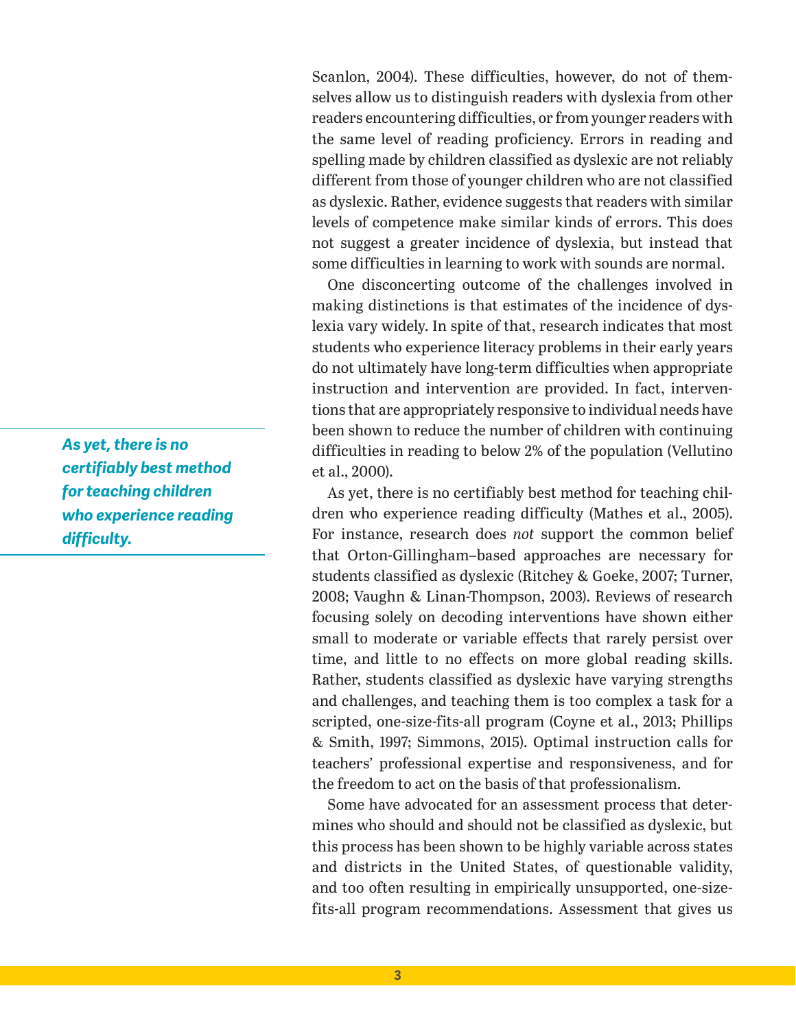Scanlon, 2004). These difficulties, however, do not of themselves allow us to distinguish readers with dyslexia from other readers encountering difficulties, or from younger readers with the same level of reading proficiency. Errors in reading and spelling made by children classified as dyslexic are not reliably different from those of younger children who are not classified as dyslexic. Rather, evidence suggests that readers with similar levels of competence make similar kinds of errors. This does not suggest a greater incidence of dyslexia, but instead that some difficulties in learning to work with sounds are normal.

One disconcerting outcome of the challenges involved in making distinctions is that estimates of the incidence of dyslexia vary widely. In spite of that, research indicates that most students who experience literacy problems in their early years do not ultimately have long-term difficulties when appropriate instruction and intervention are provided. In fact, interventions that are appropriately responsive to individual needs have been shown to reduce the number of children with continuing difficulties in reading to below 2% of the population (Vellutino et al., 2000).

> ***As yet, there is no certifiably best method for teaching children who experience reading difficulty.***

As yet, there is no certifiably best method for teaching children who experience reading difficulty (Mathes et al., 2005). For instance, research does *not* support the common belief that Orton-Gillingham–based approaches are necessary for students classified as dyslexic (Ritchey & Goeke, 2007; Turner, 2008; Vaughn & Linan-Thompson, 2003). Reviews of research focusing solely on decoding interventions have shown either small to moderate or variable effects that rarely persist over time, and little to no effects on more global reading skills. Rather, students classified as dyslexic have varying strengths and challenges, and teaching them is too complex a task for a scripted, one-size-fits-all program (Coyne et al., 2013; Phillips & Smith, 1997; Simmons, 2015). Optimal instruction calls for teachers' professional expertise and responsiveness, and for the freedom to act on the basis of that professionalism.

Some have advocated for an assessment process that determines who should and should not be classified as dyslexic, but this process has been shown to be highly variable across states and districts in the United States, of questionable validity, and too often resulting in empirically unsupported, one-size-fits-all program recommendations. Assessment that gives us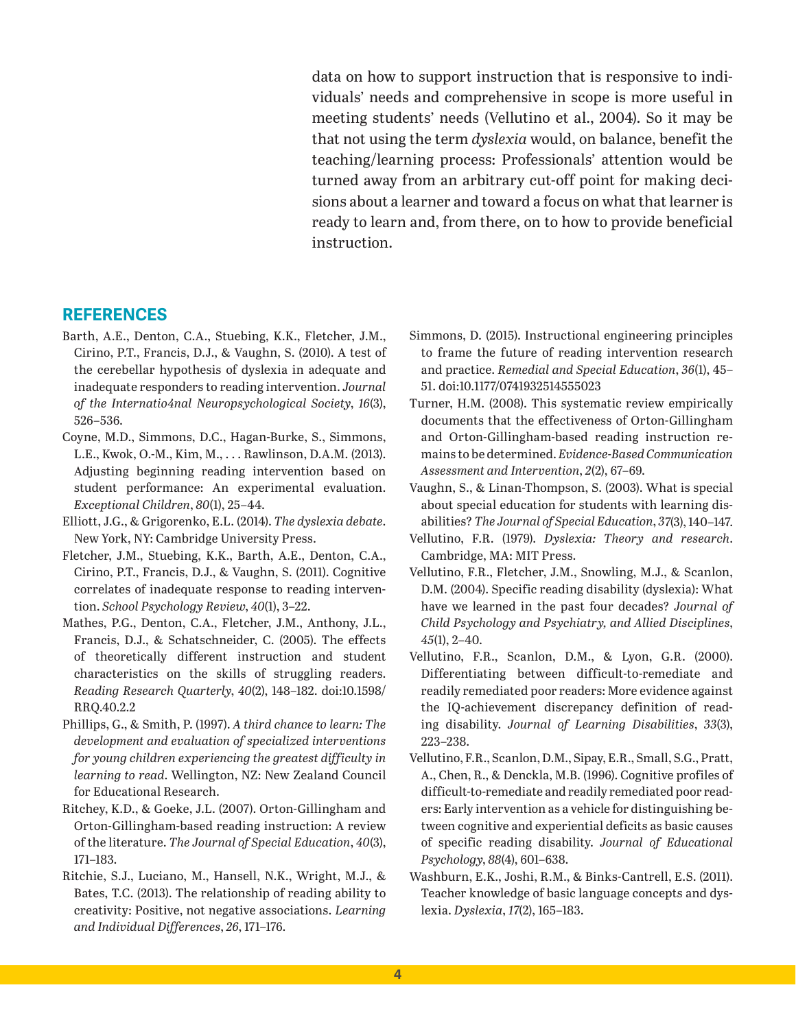data on how to support instruction that is responsive to individuals' needs and comprehensive in scope is more useful in meeting students' needs (Vellutino et al., 2004). So it may be that not using the term *dyslexia* would, on balance, benefit the teaching/learning process: Professionals' attention would be turned away from an arbitrary cut-off point for making decisions about a learner and toward a focus on what that learner is ready to learn and, from there, on to how to provide beneficial instruction.

## REFERENCES

Barth, A.E., Denton, C.A., Stuebing, K.K., Fletcher, J.M., Cirino, P.T., Francis, D.J., & Vaughn, S. (2010). A test of the cerebellar hypothesis of dyslexia in adequate and inadequate responders to reading intervention. *Journal of the Internatio4nal Neuropsychological Society*, *16*(3), 526–536.

Coyne, M.D., Simmons, D.C., Hagan-Burke, S., Simmons, L.E., Kwok, O.-M., Kim, M., . . . Rawlinson, D.A.M. (2013). Adjusting beginning reading intervention based on student performance: An experimental evaluation. *Exceptional Children*, *80*(1), 25–44.

Elliott, J.G., & Grigorenko, E.L. (2014). *The dyslexia debate*. New York, NY: Cambridge University Press.

Fletcher, J.M., Stuebing, K.K., Barth, A.E., Denton, C.A., Cirino, P.T., Francis, D.J., & Vaughn, S. (2011). Cognitive correlates of inadequate response to reading intervention. *School Psychology Review*, *40*(1), 3–22.

Mathes, P.G., Denton, C.A., Fletcher, J.M., Anthony, J.L., Francis, D.J., & Schatschneider, C. (2005). The effects of theoretically different instruction and student characteristics on the skills of struggling readers. *Reading Research Quarterly*, *40*(2), 148–182. doi:10.1598/RRQ.40.2.2

Phillips, G., & Smith, P. (1997). *A third chance to learn: The development and evaluation of specialized interventions for young children experiencing the greatest difficulty in learning to read*. Wellington, NZ: New Zealand Council for Educational Research.

Ritchey, K.D., & Goeke, J.L. (2007). Orton-Gillingham and Orton-Gillingham-based reading instruction: A review of the literature. *The Journal of Special Education*, *40*(3), 171–183.

Ritchie, S.J., Luciano, M., Hansell, N.K., Wright, M.J., & Bates, T.C. (2013). The relationship of reading ability to creativity: Positive, not negative associations. *Learning and Individual Differences*, *26*, 171–176.

Simmons, D. (2015). Instructional engineering principles to frame the future of reading intervention research and practice. *Remedial and Special Education*, *36*(1), 45–51. doi:10.1177/0741932514555023

Turner, H.M. (2008). This systematic review empirically documents that the effectiveness of Orton-Gillingham and Orton-Gillingham-based reading instruction remains to be determined. *Evidence-Based Communication Assessment and Intervention*, *2*(2), 67–69.

Vaughn, S., & Linan-Thompson, S. (2003). What is special about special education for students with learning disabilities? *The Journal of Special Education*, *37*(3), 140–147.

Vellutino, F.R. (1979). *Dyslexia: Theory and research*. Cambridge, MA: MIT Press.

Vellutino, F.R., Fletcher, J.M., Snowling, M.J., & Scanlon, D.M. (2004). Specific reading disability (dyslexia): What have we learned in the past four decades? *Journal of Child Psychology and Psychiatry, and Allied Disciplines*, *45*(1), 2–40.

Vellutino, F.R., Scanlon, D.M., & Lyon, G.R. (2000). Differentiating between difficult-to-remediate and readily remediated poor readers: More evidence against the IQ-achievement discrepancy definition of reading disability. *Journal of Learning Disabilities*, *33*(3), 223–238.

Vellutino, F.R., Scanlon, D.M., Sipay, E.R., Small, S.G., Pratt, A., Chen, R., & Denckla, M.B. (1996). Cognitive profiles of difficult-to-remediate and readily remediated poor readers: Early intervention as a vehicle for distinguishing between cognitive and experiential deficits as basic causes of specific reading disability. *Journal of Educational Psychology*, *88*(4), 601–638.

Washburn, E.K., Joshi, R.M., & Binks-Cantrell, E.S. (2011). Teacher knowledge of basic language concepts and dyslexia. *Dyslexia*, *17*(2), 165–183.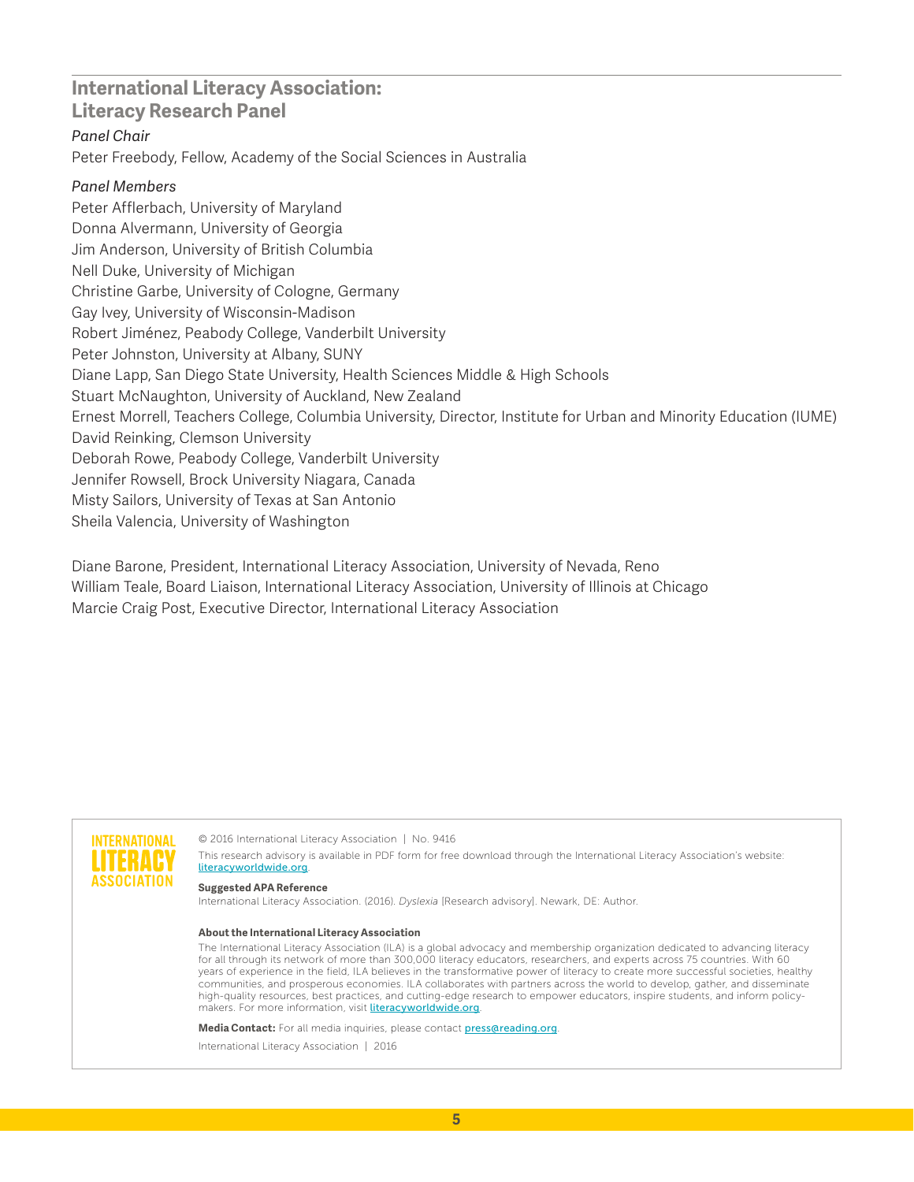## International Literacy Association: Literacy Research Panel

*Panel Chair*

Peter Freebody, Fellow, Academy of the Social Sciences in Australia

*Panel Members*

Peter Afflerbach, University of Maryland
Donna Alvermann, University of Georgia
Jim Anderson, University of British Columbia
Nell Duke, University of Michigan
Christine Garbe, University of Cologne, Germany
Gay Ivey, University of Wisconsin-Madison
Robert Jiménez, Peabody College, Vanderbilt University
Peter Johnston, University at Albany, SUNY
Diane Lapp, San Diego State University, Health Sciences Middle & High Schools
Stuart McNaughton, University of Auckland, New Zealand
Ernest Morrell, Teachers College, Columbia University, Director, Institute for Urban and Minority Education (IUME)
David Reinking, Clemson University
Deborah Rowe, Peabody College, Vanderbilt University
Jennifer Rowsell, Brock University Niagara, Canada
Misty Sailors, University of Texas at San Antonio
Sheila Valencia, University of Washington

Diane Barone, President, International Literacy Association, University of Nevada, Reno
William Teale, Board Liaison, International Literacy Association, University of Illinois at Chicago
Marcie Craig Post, Executive Director, International Literacy Association

INTERNATIONAL LITERACY ASSOCIATION

© 2016 International Literacy Association | No. 9416

This research advisory is available in PDF form for free download through the International Literacy Association's website: literacyworldwide.org.

**Suggested APA Reference**

International Literacy Association. (2016). *Dyslexia* [Research advisory]. Newark, DE: Author.

**About the International Literacy Association**

The International Literacy Association (ILA) is a global advocacy and membership organization dedicated to advancing literacy for all through its network of more than 300,000 literacy educators, researchers, and experts across 75 countries. With 60 years of experience in the field, ILA believes in the transformative power of literacy to create more successful societies, healthy communities, and prosperous economies. ILA collaborates with partners across the world to develop, gather, and disseminate high-quality resources, best practices, and cutting-edge research to empower educators, inspire students, and inform policymakers. For more information, visit literacyworldwide.org.

**Media Contact:** For all media inquiries, please contact press@reading.org.

International Literacy Association | 2016